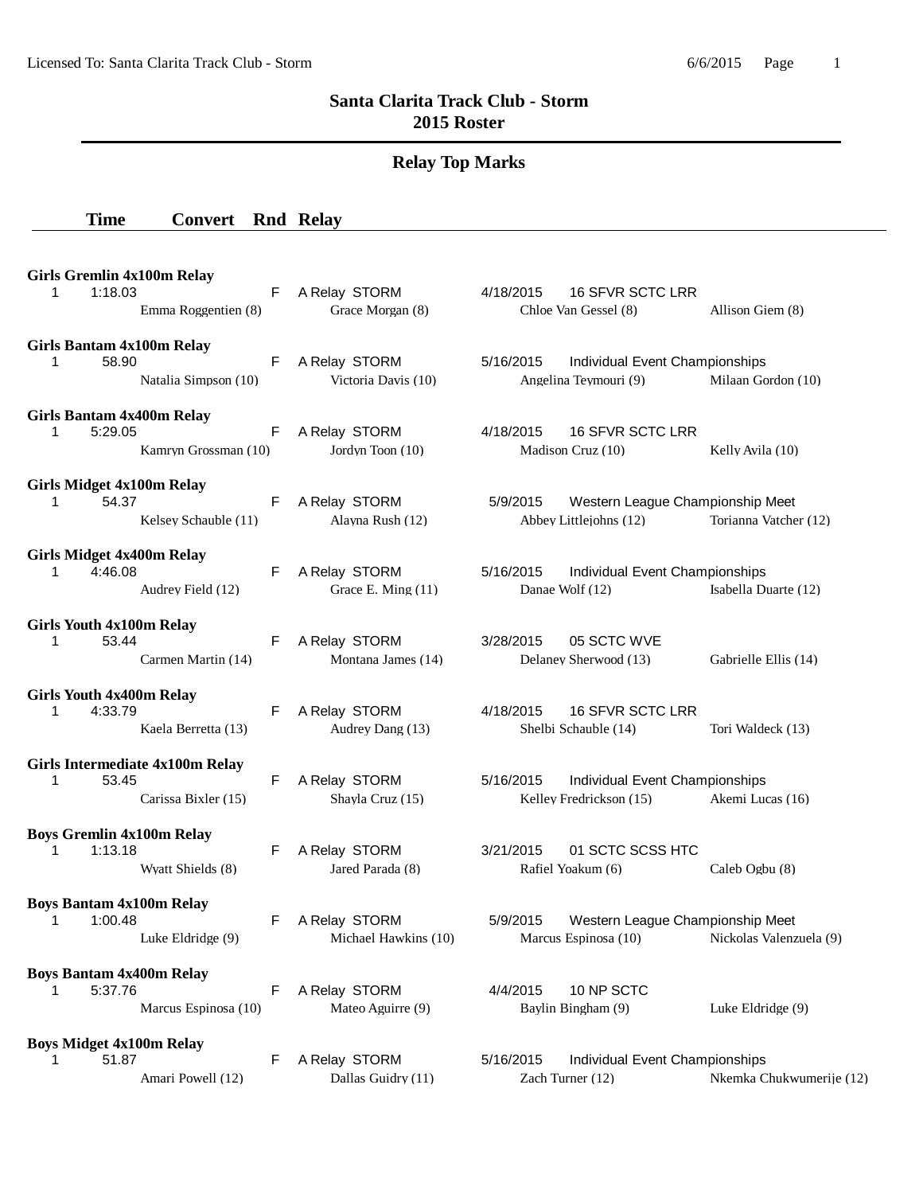# Santa Clarita Track Club - Storm
## 2015 Roster

### Relay Top Marks

| | Time | Convert | Rnd | Relay | | | | |
|---|---|---|---|---|---|---|---|---|

**Girls Gremlin 4x100m Relay**

| | Time | Convert | Rnd | Relay | Date | Meet |
|---|---|---|---|---|---|---|
| 1 | 1:18.03 | | F | A Relay STORM | 4/18/2015 | 16 SFVR SCTC LRR |

Emma Roggentien (8), Grace Morgan (8), Chloe Van Gessel (8), Allison Giem (8)

**Girls Bantam 4x100m Relay**

| | Time | Convert | Rnd | Relay | Date | Meet |
|---|---|---|---|---|---|---|
| 1 | 58.90 | | F | A Relay STORM | 5/16/2015 | Individual Event Championships |

Natalia Simpson (10), Victoria Davis (10), Angelina Teymouri (9), Milaan Gordon (10)

**Girls Bantam 4x400m Relay**

| | Time | Convert | Rnd | Relay | Date | Meet |
|---|---|---|---|---|---|---|
| 1 | 5:29.05 | | F | A Relay STORM | 4/18/2015 | 16 SFVR SCTC LRR |

Kamryn Grossman (10), Jordyn Toon (10), Madison Cruz (10), Kelly Avila (10)

**Girls Midget 4x100m Relay**

| | Time | Convert | Rnd | Relay | Date | Meet |
|---|---|---|---|---|---|---|
| 1 | 54.37 | | F | A Relay STORM | 5/9/2015 | Western League Championship Meet |

Kelsey Schauble (11), Alayna Rush (12), Abbey Littlejohns (12), Torianna Vatcher (12)

**Girls Midget 4x400m Relay**

| | Time | Convert | Rnd | Relay | Date | Meet |
|---|---|---|---|---|---|---|
| 1 | 4:46.08 | | F | A Relay STORM | 5/16/2015 | Individual Event Championships |

Audrey Field (12), Grace E. Ming (11), Danae Wolf (12), Isabella Duarte (12)

**Girls Youth 4x100m Relay**

| | Time | Convert | Rnd | Relay | Date | Meet |
|---|---|---|---|---|---|---|
| 1 | 53.44 | | F | A Relay STORM | 3/28/2015 | 05 SCTC WVE |

Carmen Martin (14), Montana James (14), Delaney Sherwood (13), Gabrielle Ellis (14)

**Girls Youth 4x400m Relay**

| | Time | Convert | Rnd | Relay | Date | Meet |
|---|---|---|---|---|---|---|
| 1 | 4:33.79 | | F | A Relay STORM | 4/18/2015 | 16 SFVR SCTC LRR |

Kaela Berretta (13), Audrey Dang (13), Shelbi Schauble (14), Tori Waldeck (13)

**Girls Intermediate 4x100m Relay**

| | Time | Convert | Rnd | Relay | Date | Meet |
|---|---|---|---|---|---|---|
| 1 | 53.45 | | F | A Relay STORM | 5/16/2015 | Individual Event Championships |

Carissa Bixler (15), Shayla Cruz (15), Kelley Fredrickson (15), Akemi Lucas (16)

**Boys Gremlin 4x100m Relay**

| | Time | Convert | Rnd | Relay | Date | Meet |
|---|---|---|---|---|---|---|
| 1 | 1:13.18 | | F | A Relay STORM | 3/21/2015 | 01 SCTC SCSS HTC |

Wyatt Shields (8), Jared Parada (8), Rafiel Yoakum (6), Caleb Ogbu (8)

**Boys Bantam 4x100m Relay**

| | Time | Convert | Rnd | Relay | Date | Meet |
|---|---|---|---|---|---|---|
| 1 | 1:00.48 | | F | A Relay STORM | 5/9/2015 | Western League Championship Meet |

Luke Eldridge (9), Michael Hawkins (10), Marcus Espinosa (10), Nickolas Valenzuela (9)

**Boys Bantam 4x400m Relay**

| | Time | Convert | Rnd | Relay | Date | Meet |
|---|---|---|---|---|---|---|
| 1 | 5:37.76 | | F | A Relay STORM | 4/4/2015 | 10 NP SCTC |

Marcus Espinosa (10), Mateo Aguirre (9), Baylin Bingham (9), Luke Eldridge (9)

**Boys Midget 4x100m Relay**

| | Time | Convert | Rnd | Relay | Date | Meet |
|---|---|---|---|---|---|---|
| 1 | 51.87 | | F | A Relay STORM | 5/16/2015 | Individual Event Championships |

Amari Powell (12), Dallas Guidry (11), Zach Turner (12), Nkemka Chukwumerije (12)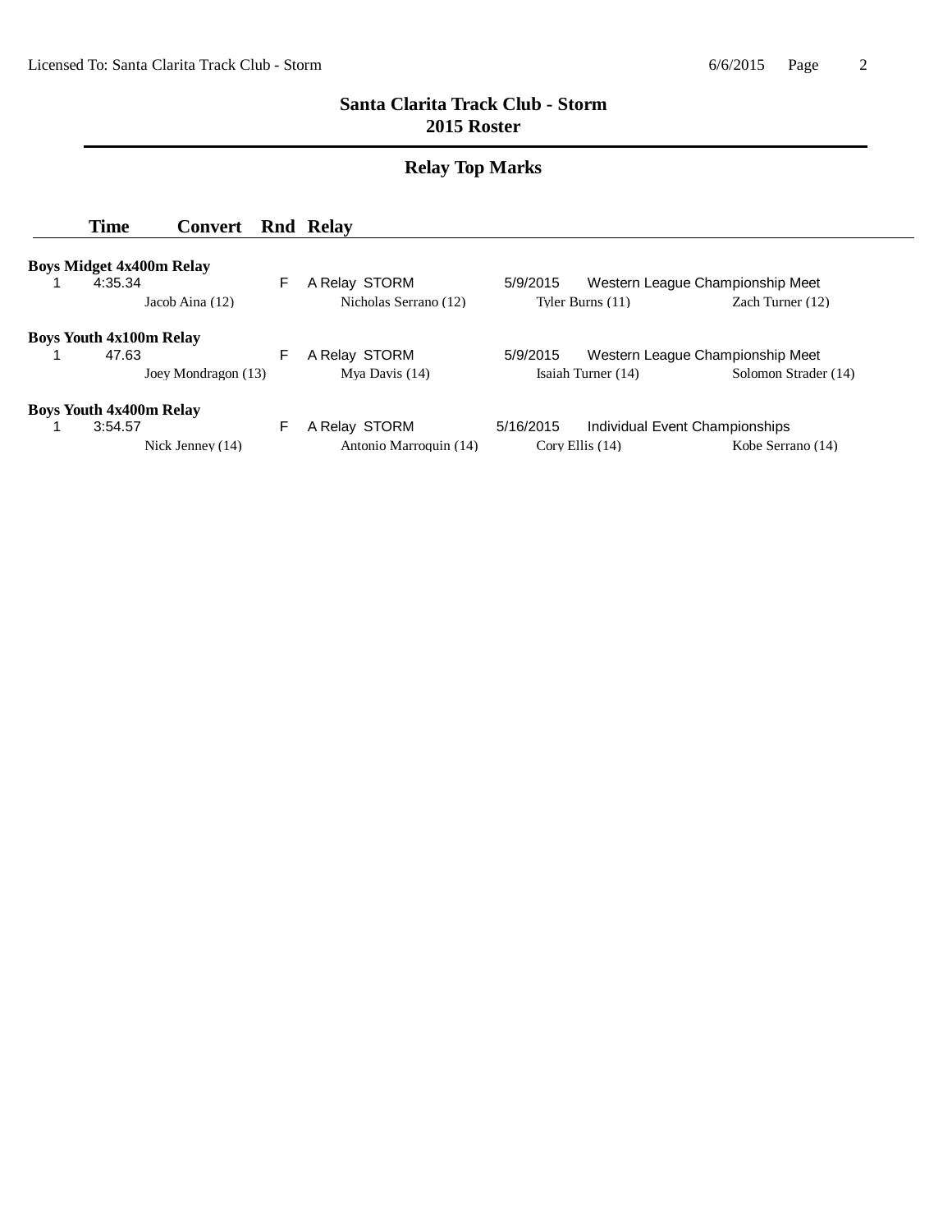## Santa Clarita Track Club - Storm
## 2015 Roster

### Relay Top Marks

| | Time | Convert | Rnd | Relay | | |
|---|---|---|---|---|---|---|
| **Boys Midget 4x400m Relay** | | | | | | |
| 1 | 4:35.34 | | F | A Relay STORM | 5/9/2015 | Western League Championship Meet |
| | Jacob Aina (12) | | | Nicholas Serrano (12) | Tyler Burns (11) | Zach Turner (12) |
| **Boys Youth 4x100m Relay** | | | | | | |
| 1 | 47.63 | | F | A Relay STORM | 5/9/2015 | Western League Championship Meet |
| | Joey Mondragon (13) | | | Mya Davis (14) | Isaiah Turner (14) | Solomon Strader (14) |
| **Boys Youth 4x400m Relay** | | | | | | |
| 1 | 3:54.57 | | F | A Relay STORM | 5/16/2015 | Individual Event Championships |
| | Nick Jenney (14) | | | Antonio Marroquin (14) | Cory Ellis (14) | Kobe Serrano (14) |